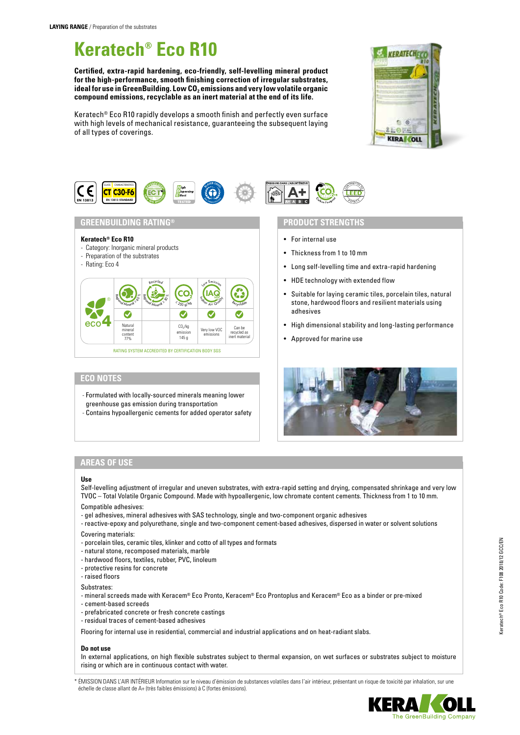**LAYING RANGE** / Preparation of the substrates

# Keratech® Eco R10

**Certified, extra-rapid hardening, eco-friendly, self-levelling mineral product for the high-performance, smooth finishing correction of irregular substrates, ideal for use in GreenBuilding. Low $CO_2$ emissions and very low volatile organic compound emissions, recyclable as an inert material at the end of its life.**

Keratech® Eco R10 rapidly develops a smooth finish and perfectly even surface with high levels of mechanical resistance, guaranteeing the subsequent laying of all types of coverings.

## GREENBUILDING RATING®

**Keratech® Eco R10**
- Category: Inorganic mineral products
- Preparation of the substrates
- Rating: Eco 4

| eco4 | Regional Mineral ≥ 60% | Recycled Regional Mineral ≥ 30% | $CO_2$ ≤ 250 g/kg | Low Emission IAQ VOC Indoor Air Quality | Recyclable |
|---|---|---|---|---|---|
| | ✓ | | ✓ | ✓ | ✓ |
| | Natural mineral content 77% | | $CO_2$/kg emission 145 g | Very low VOC emissions | Can be recycled as inert material |

RATING SYSTEM ACCREDITED BY CERTIFICATION BODY SGS

## ECO NOTES

- Formulated with locally-sourced minerals meaning lower greenhouse gas emission during transportation
- Contains hypoallergenic cements for added operator safety

## PRODUCT STRENGTHS

- For internal use
- Thickness from 1 to 10 mm
- Long self-levelling time and extra-rapid hardening
- HDE technology with extended flow
- Suitable for laying ceramic tiles, porcelain tiles, natural stone, hardwood floors and resilient materials using adhesives
- High dimensional stability and long-lasting performance
- Approved for marine use

## AREAS OF USE

**Use**

Self-levelling adjustment of irregular and uneven substrates, with extra-rapid setting and drying, compensated shrinkage and very low TVOC – Total Volatile Organic Compound. Made with hypoallergenic, low chromate content cements. Thickness from 1 to 10 mm.

Compatible adhesives:
- gel adhesives, mineral adhesives with SAS technology, single and two-component organic adhesives
- reactive-epoxy and polyurethane, single and two-component cement-based adhesives, dispersed in water or solvent solutions

Covering materials:
- porcelain tiles, ceramic tiles, klinker and cotto of all types and formats
- natural stone, recomposed materials, marble
- hardwood floors, textiles, rubber, PVC, linoleum
- protective resins for concrete
- raised floors

Substrates:
- mineral screeds made with Keracem® Eco Pronto, Keracem® Eco Prontoplus and Keracem® Eco as a binder or pre-mixed
- cement-based screeds
- prefabricated concrete or fresh concrete castings
- residual traces of cement-based adhesives

Flooring for internal use in residential, commercial and industrial applications and on heat-radiant slabs.

**Do not use**

In external applications, on high flexible substrates subject to thermal expansion, on wet surfaces or substrates subject to moisture rising or which are in continuous contact with water.

\* ÉMISSION DANS L'AIR INTÉRIEUR Information sur le niveau d'émission de substances volatiles dans l'air intérieur, présentant un risque de toxicité par inhalation, sur une échelle de classe allant de A+ (très faibles émissions) à C (fortes émissions).

Keratech® Eco R10 Code: F108 2018/12 GCC/EN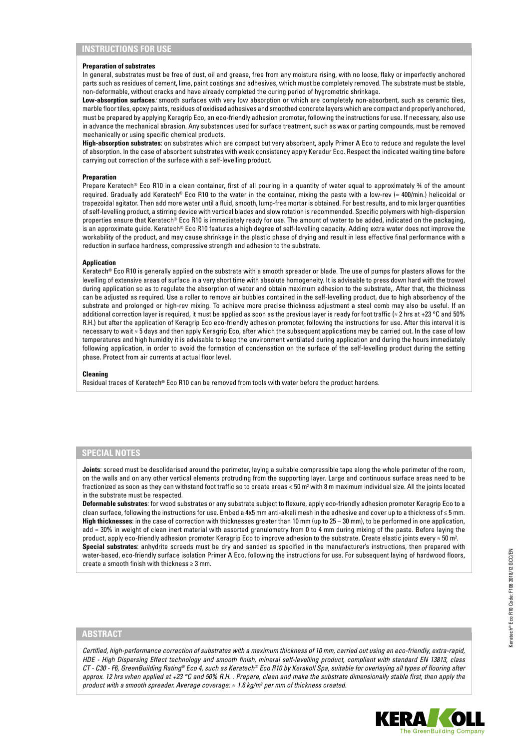## INSTRUCTIONS FOR USE

**Preparation of substrates**

In general, substrates must be free of dust, oil and grease, free from any moisture rising, with no loose, flaky or imperfectly anchored parts such as residues of cement, lime, paint coatings and adhesives, which must be completely removed. The substrate must be stable, non-deformable, without cracks and have already completed the curing period of hygrometric shrinkage.

**Low-absorption surfaces**: smooth surfaces with very low absorption or which are completely non-absorbent, such as ceramic tiles, marble floor tiles, epoxy paints, residues of oxidised adhesives and smoothed concrete layers which are compact and properly anchored, must be prepared by applying Keragrip Eco, an eco-friendly adhesion promoter, following the instructions for use. If necessary, also use in advance the mechanical abrasion. Any substances used for surface treatment, such as wax or parting compounds, must be removed mechanically or using specific chemical products.

**High-absorption substrates**: on substrates which are compact but very absorbent, apply Primer A Eco to reduce and regulate the level of absorption. In the case of absorbent substrates with weak consistency apply Keradur Eco. Respect the indicated waiting time before carrying out correction of the surface with a self-levelling product.

**Preparation**

Prepare Keratech® Eco R10 in a clean container, first of all pouring in a quantity of water equal to approximately ¾ of the amount required. Gradually add Keratech® Eco R10 to the water in the container, mixing the paste with a low-rev (≈ 400/min.) helicoidal or trapezoidal agitator. Then add more water until a fluid, smooth, lump-free mortar is obtained. For best results, and to mix larger quantities of self-levelling product, a stirring device with vertical blades and slow rotation is recommended. Specific polymers with high-dispersion properties ensure that Keratech® Eco R10 is immediately ready for use. The amount of water to be added, indicated on the packaging, is an approximate guide. Keratech® Eco R10 features a high degree of self-levelling capacity. Adding extra water does not improve the workability of the product, and may cause shrinkage in the plastic phase of drying and result in less effective final performance with a reduction in surface hardness, compressive strength and adhesion to the substrate.

**Application**

Keratech® Eco R10 is generally applied on the substrate with a smooth spreader or blade. The use of pumps for plasters allows for the levelling of extensive areas of surface in a very short time with absolute homogeneity. It is advisable to press down hard with the trowel during application so as to regulate the absorption of water and obtain maximum adhesion to the substrate,. After that, the thickness can be adjusted as required. Use a roller to remove air bubbles contained in the self-levelling product, due to high absorbency of the substrate and prolonged or high-rev mixing. To achieve more precise thickness adjustment a steel comb may also be useful. If an additional correction layer is required, it must be applied as soon as the previous layer is ready for foot traffic (≈ 2 hrs at +23 °C and 50% R.H.) but after the application of Keragrip Eco eco-friendly adhesion promoter, following the instructions for use. After this interval it is necessary to wait ≈ 5 days and then apply Keragrip Eco, after which the subsequent applications may be carried out. In the case of low temperatures and high humidity it is advisable to keep the environment ventilated during application and during the hours immediately following application, in order to avoid the formation of condensation on the surface of the self-levelling product during the setting phase. Protect from air currents at actual floor level.

**Cleaning**

Residual traces of Keratech® Eco R10 can be removed from tools with water before the product hardens.

## SPECIAL NOTES

**Joints**: screed must be desolidarised around the perimeter, laying a suitable compressible tape along the whole perimeter of the room, on the walls and on any other vertical elements protruding from the supporting layer. Large and continuous surface areas need to be fractionized as soon as they can withstand foot traffic so to create areas < 50 m² with 8 m maximum individual size. All the joints located in the substrate must be respected.

**Deformable substrates**: for wood substrates or any substrate subject to flexure, apply eco-friendly adhesion promoter Keragrip Eco to a clean surface, following the instructions for use. Embed a 4x5 mm anti-alkali mesh in the adhesive and cover up to a thickness of ≤ 5 mm.

**High thicknesses**: in the case of correction with thicknesses greater than 10 mm (up to 25 – 30 mm), to be performed in one application, add ≈ 30% in weight of clean inert material with assorted granulometry from 0 to 4 mm during mixing of the paste. Before laying the product, apply eco-friendly adhesion promoter Keragrip Eco to improve adhesion to the substrate. Create elastic joints every ≈ 50 m².

**Special substrates**: anhydrite screeds must be dry and sanded as specified in the manufacturer's instructions, then prepared with water-based, eco-friendly surface isolation Primer A Eco, following the instructions for use. For subsequent laying of hardwood floors, create a smooth finish with thickness ≥ 3 mm.

## ABSTRACT

*Certified, high-performance correction of substrates with a maximum thickness of 10 mm, carried out using an eco-friendly, extra-rapid, HDE - High Dispersing Effect technology and smooth finish, mineral self-levelling product, compliant with standard EN 13813, class CT - C30 - F6, GreenBuilding Rating® Eco 4, such as Keratech® Eco R10 by Kerakoll Spa, suitable for overlaying all types of flooring after approx. 12 hrs when applied at +23 °C and 50% R.H. . Prepare, clean and make the substrate dimensionally stable first, then apply the product with a smooth spreader. Average coverage: ≈ 1.6 kg/m² per mm of thickness created.*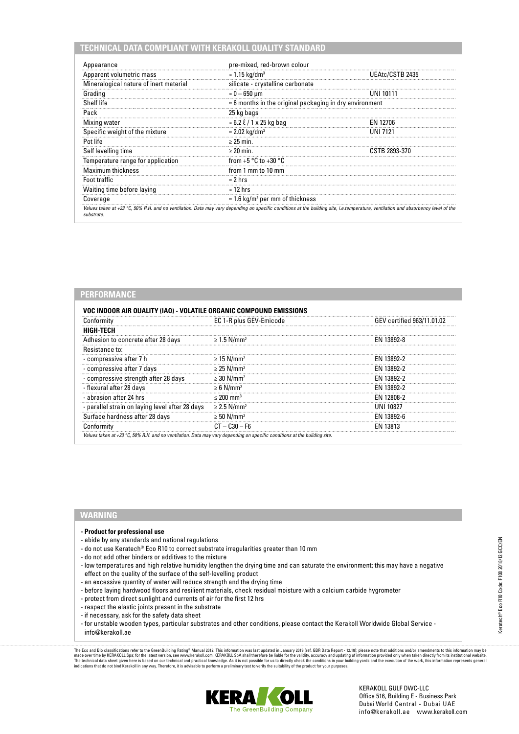## TECHNICAL DATA COMPLIANT WITH KERAKOLL QUALITY STANDARD

| | | |
|---|---|---|
| Appearance | pre-mixed, red-brown colour | |
| Apparent volumetric mass | ≈ 1.15 kg/dm³ | UEAtc/CSTB 2435 |
| Mineralogical nature of inert material | silicate - crystalline carbonate | |
| Grading | ≈ 0 – 650 μm | UNI 10111 |
| Shelf life | ≈ 6 months in the original packaging in dry environment | |
| Pack | 25 kg bags | |
| Mixing water | ≈ 6.2 ℓ / 1 x 25 kg bag | EN 12706 |
| Specific weight of the mixture | ≈ 2.02 kg/dm³ | UNI 7121 |
| Pot life | ≥ 25 min. | |
| Self levelling time | ≥ 20 min. | CSTB 2893-370 |
| Temperature range for application | from +5 °C to +30 °C | |
| Maximum thickness | from 1 mm to 10 mm | |
| Foot traffic | ≈ 2 hrs | |
| Waiting time before laying | ≈ 12 hrs | |
| Coverage | ≈ 1.6 kg/m² per mm of thickness | |

*Values taken at +23 °C, 50% R.H. and no ventilation. Data may vary depending on specific conditions at the building site, i.e.temperature, ventilation and absorbency level of the substrate.*

## PERFORMANCE

| | | |
|---|---|---|
| **VOC INDOOR AIR QUALITY (IAQ) - VOLATILE ORGANIC COMPOUND EMISSIONS** | | |
| Conformity | EC 1-R plus GEV-Emicode | GEV certified 963/11.01.02 |
| **HIGH-TECH** | | |
| Adhesion to concrete after 28 days | ≥ 1.5 N/mm² | EN 13892-8 |
| Resistance to: | | |
| - compressive after 7 h | ≥ 15 N/mm² | EN 13892-2 |
| - compressive after 7 days | ≥ 25 N/mm² | EN 13892-2 |
| - compressive strength after 28 days | ≥ 30 N/mm² | EN 13892-2 |
| - flexural after 28 days | ≥ 6 N/mm² | EN 13892-2 |
| - abrasion after 24 hrs | ≤ 200 mm³ | EN 12808-2 |
| - parallel strain on laying level after 28 days | ≥ 2.5 N/mm² | UNI 10827 |
| Surface hardness after 28 days | ≥ 50 N/mm² | EN 13892-6 |
| Conformity | CT – C30 – F6 | EN 13813 |

*Values taken at +23 °C, 50% R.H. and no ventilation. Data may vary depending on specific conditions at the building site.*

## WARNING

**- Product for professional use**
- abide by any standards and national regulations
- do not use Keratech® Eco R10 to correct substrate irregularities greater than 10 mm
- do not add other binders or additives to the mixture
- low temperatures and high relative humidity lengthen the drying time and can saturate the environment; this may have a negative effect on the quality of the surface of the self-levelling product
- an excessive quantity of water will reduce strength and the drying time
- before laying hardwood floors and resilient materials, check residual moisture with a calcium carbide hygrometer
- protect from direct sunlight and currents of air for the first 12 hrs
- respect the elastic joints present in the substrate
- if necessary, ask for the safety data sheet
- for unstable wooden types, particular substrates and other conditions, please contact the Kerakoll Worldwide Global Service - info@kerakoll.ae

Keratech® Eco R10 Code: F108 2018/12 GCC/EN

The Eco and Bio classifications refer to the GreenBuilding Rating® Manual 2012. This information was last updated in January 2019 (ref. GBR Data Report - 12.18); please note that additions and/or amendments to this information may be made over time by KERAKOLL SpA; for the latest version, see www.kerakoll.com. KERAKOLL SpA shall therefore be liable for the validity, accuracy and updating of information provided only when taken directly from its institutional website. The technical data sheet given here is based on our technical and practical knowledge. As it is not possible for us to directly check the conditions in your building yards and the execution of the work, this information represents general indications that do not bind Kerakoll in any way. Therefore, it is advisable to perform a preliminary test to verify the suitability of the product for your purposes.

KERAKOLL The GreenBuilding Company

KERAKOLL GULF DWC-LLC
Office 516, Building E - Business Park
Dubai World Central - Dubai UAE
info@kerakoll.ae www.kerakoll.com